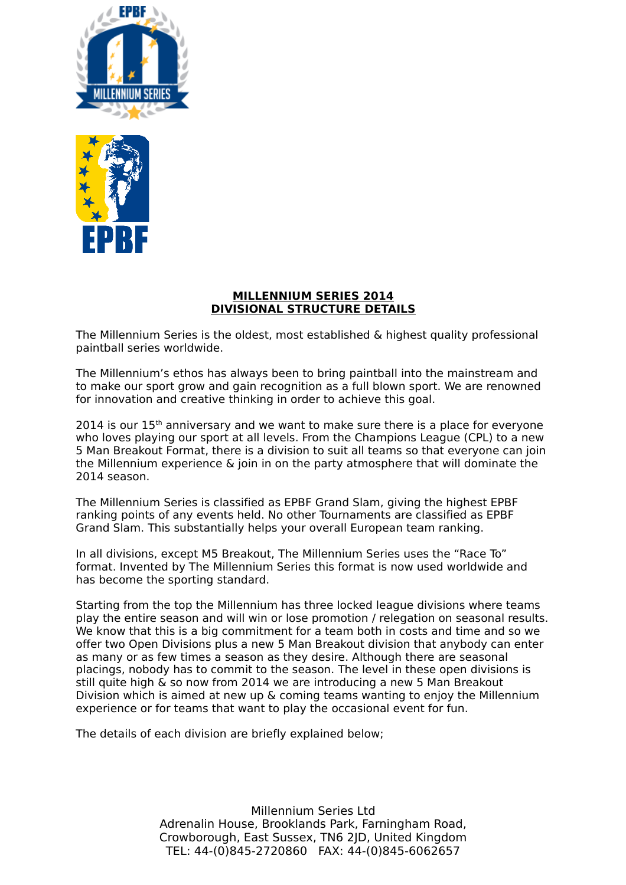## MILLENNIUM SERIES 2014
## DIVISIONAL STRUCTURE DETAILS

The Millennium Series is the oldest, most established & highest quality professional paintball series worldwide.

The Millennium's ethos has always been to bring paintball into the mainstream and to make our sport grow and gain recognition as a full blown sport. We are renowned for innovation and creative thinking in order to achieve this goal.

2014 is our 15th anniversary and we want to make sure there is a place for everyone who loves playing our sport at all levels. From the Champions League (CPL) to a new 5 Man Breakout Format, there is a division to suit all teams so that everyone can join the Millennium experience & join in on the party atmosphere that will dominate the 2014 season.

The Millennium Series is classified as EPBF Grand Slam, giving the highest EPBF ranking points of any events held. No other Tournaments are classified as EPBF Grand Slam. This substantially helps your overall European team ranking.

In all divisions, except M5 Breakout, The Millennium Series uses the "Race To" format. Invented by The Millennium Series this format is now used worldwide and has become the sporting standard.

Starting from the top the Millennium has three locked league divisions where teams play the entire season and will win or lose promotion / relegation on seasonal results. We know that this is a big commitment for a team both in costs and time and so we offer two Open Divisions plus a new 5 Man Breakout division that anybody can enter as many or as few times a season as they desire. Although there are seasonal placings, nobody has to commit to the season. The level in these open divisions is still quite high & so now from 2014 we are introducing a new 5 Man Breakout Division which is aimed at new up & coming teams wanting to enjoy the Millennium experience or for teams that want to play the occasional event for fun.

The details of each division are briefly explained below;

Millennium Series Ltd
Adrenalin House, Brooklands Park, Farningham Road,
Crowborough, East Sussex, TN6 2JD, United Kingdom
TEL: 44-(0)845-2720860 FAX: 44-(0)845-6062657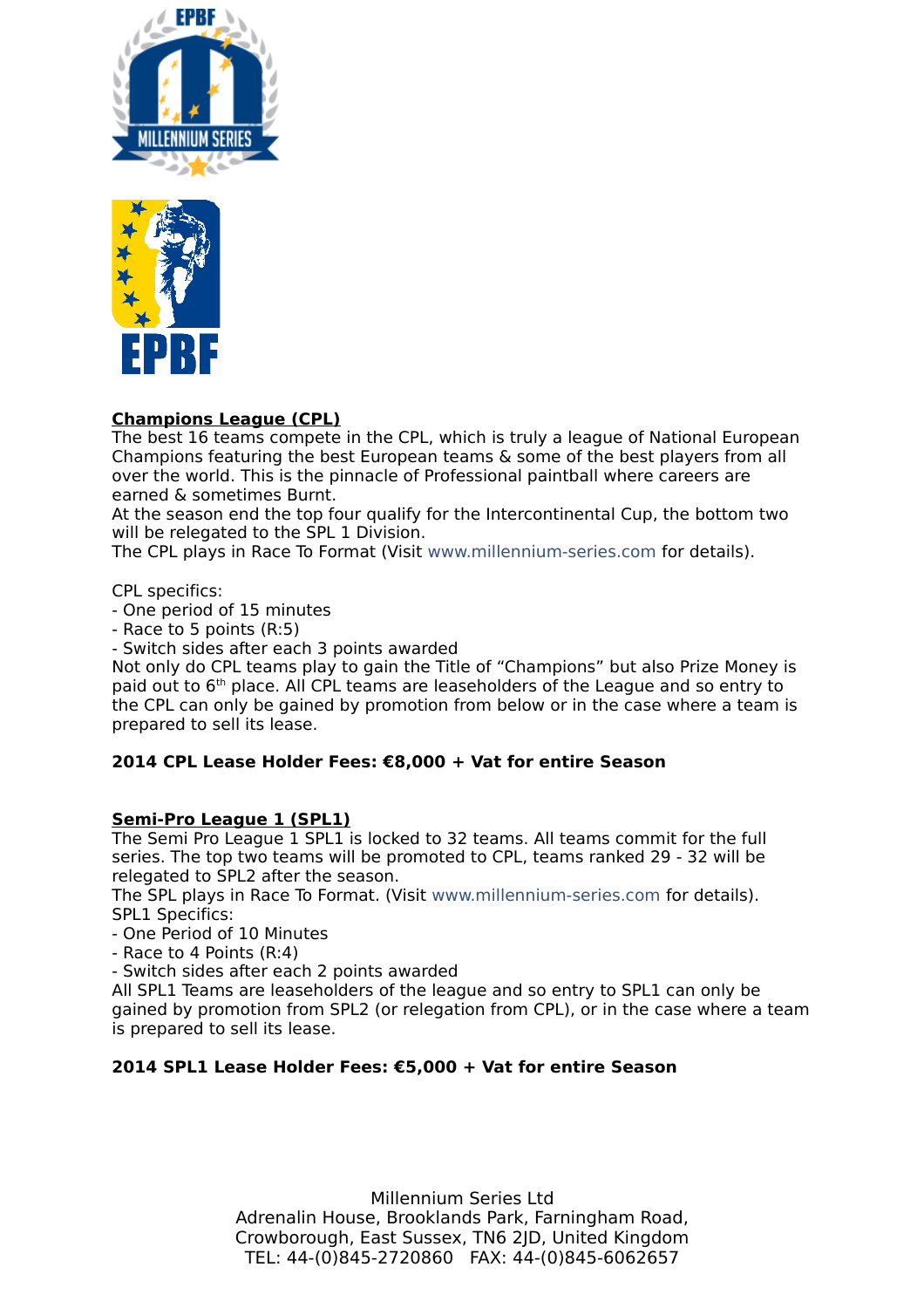## Champions League (CPL)

The best 16 teams compete in the CPL, which is truly a league of National European Champions featuring the best European teams & some of the best players from all over the world. This is the pinnacle of Professional paintball where careers are earned & sometimes Burnt.

At the season end the top four qualify for the Intercontinental Cup, the bottom two will be relegated to the SPL 1 Division.

The CPL plays in Race To Format (Visit www.millennium-series.com for details).

CPL specifics:

- One period of 15 minutes
- Race to 5 points (R:5)
- Switch sides after each 3 points awarded

Not only do CPL teams play to gain the Title of "Champions" but also Prize Money is paid out to 6th place. All CPL teams are leaseholders of the League and so entry to the CPL can only be gained by promotion from below or in the case where a team is prepared to sell its lease.

**2014 CPL Lease Holder Fees: €8,000 + Vat for entire Season**

## Semi-Pro League 1 (SPL1)

The Semi Pro League 1 SPL1 is locked to 32 teams. All teams commit for the full series. The top two teams will be promoted to CPL, teams ranked 29 - 32 will be relegated to SPL2 after the season.

The SPL plays in Race To Format. (Visit www.millennium-series.com for details).

SPL1 Specifics:

- One Period of 10 Minutes
- Race to 4 Points (R:4)
- Switch sides after each 2 points awarded

All SPL1 Teams are leaseholders of the league and so entry to SPL1 can only be gained by promotion from SPL2 (or relegation from CPL), or in the case where a team is prepared to sell its lease.

**2014 SPL1 Lease Holder Fees: €5,000 + Vat for entire Season**

Millennium Series Ltd
Adrenalin House, Brooklands Park, Farningham Road,
Crowborough, East Sussex, TN6 2JD, United Kingdom
TEL: 44-(0)845-2720860 FAX: 44-(0)845-6062657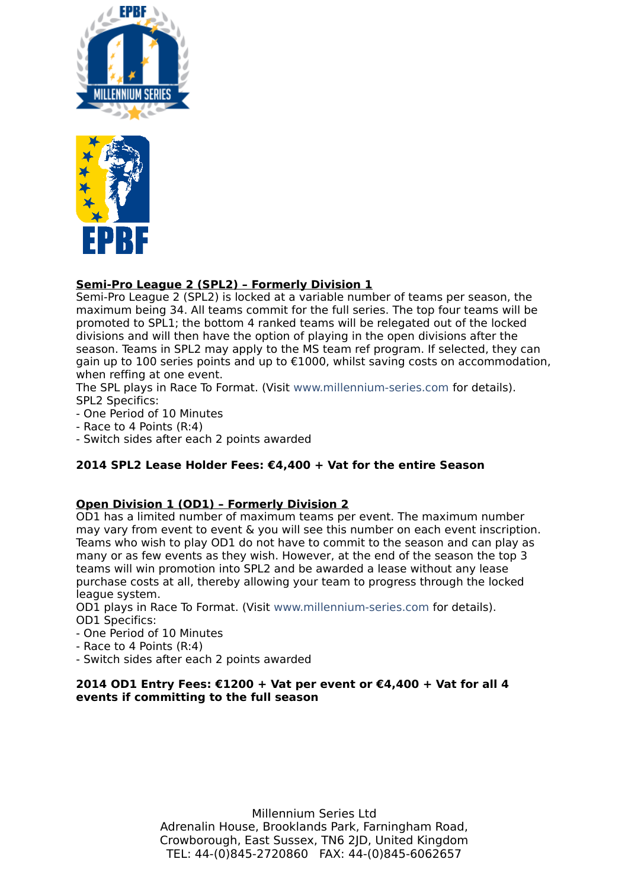## Semi-Pro League 2 (SPL2) – Formerly Division 1

Semi-Pro League 2 (SPL2) is locked at a variable number of teams per season, the maximum being 34. All teams commit for the full series. The top four teams will be promoted to SPL1; the bottom 4 ranked teams will be relegated out of the locked divisions and will then have the option of playing in the open divisions after the season. Teams in SPL2 may apply to the MS team ref program. If selected, they can gain up to 100 series points and up to €1000, whilst saving costs on accommodation, when reffing at one event.

The SPL plays in Race To Format. (Visit www.millennium-series.com for details).

SPL2 Specifics:

- One Period of 10 Minutes
- Race to 4 Points (R:4)
- Switch sides after each 2 points awarded

**2014 SPL2 Lease Holder Fees: €4,400 + Vat for the entire Season**

## Open Division 1 (OD1) – Formerly Division 2

OD1 has a limited number of maximum teams per event. The maximum number may vary from event to event & you will see this number on each event inscription. Teams who wish to play OD1 do not have to commit to the season and can play as many or as few events as they wish. However, at the end of the season the top 3 teams will win promotion into SPL2 and be awarded a lease without any lease purchase costs at all, thereby allowing your team to progress through the locked league system.

OD1 plays in Race To Format. (Visit www.millennium-series.com for details).

OD1 Specifics:

- One Period of 10 Minutes
- Race to 4 Points (R:4)
- Switch sides after each 2 points awarded

**2014 OD1 Entry Fees: €1200 + Vat per event or €4,400 + Vat for all 4 events if committing to the full season**

Millennium Series Ltd
Adrenalin House, Brooklands Park, Farningham Road,
Crowborough, East Sussex, TN6 2JD, United Kingdom
TEL: 44-(0)845-2720860 FAX: 44-(0)845-6062657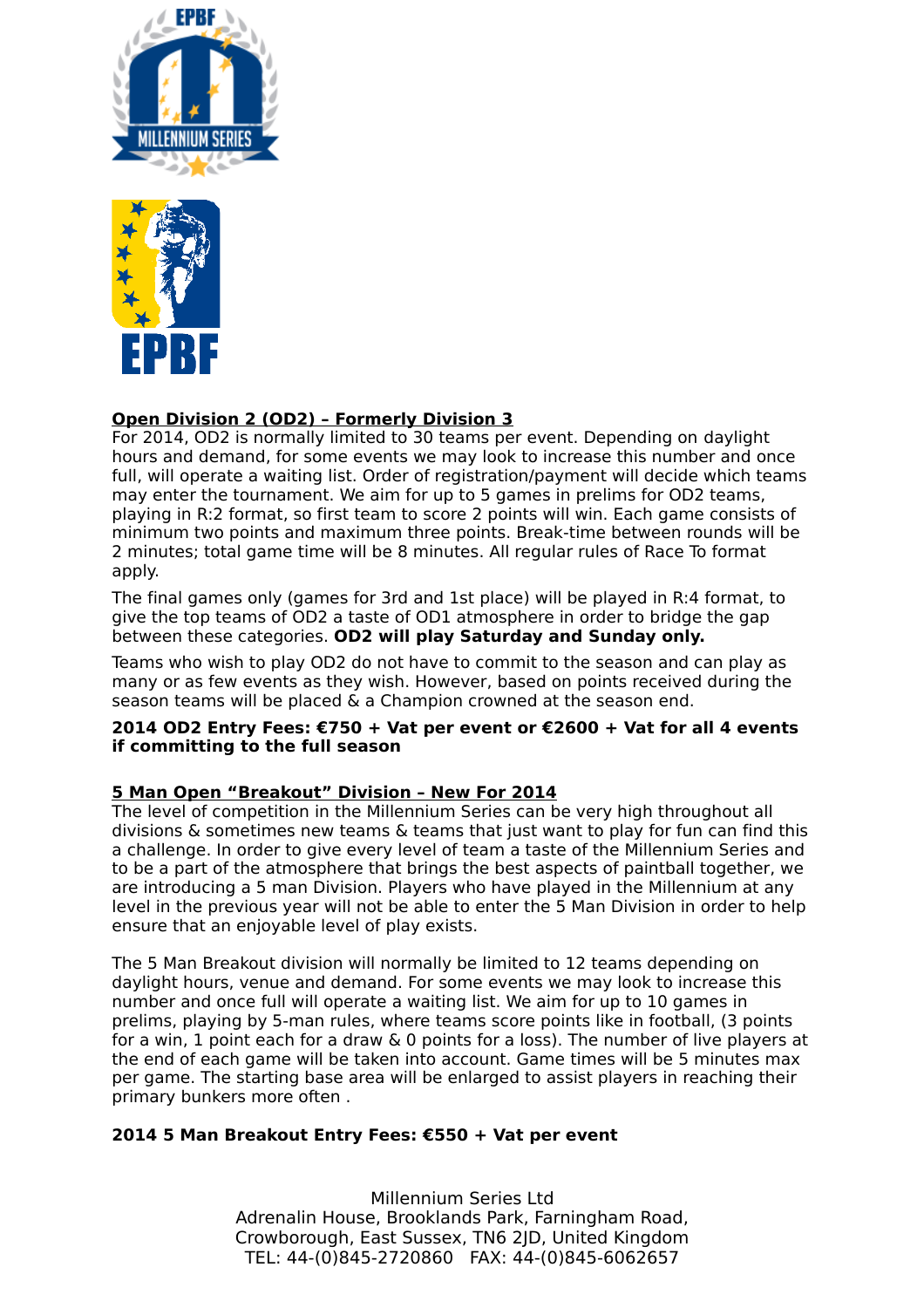## Open Division 2 (OD2) – Formerly Division 3

For 2014, OD2 is normally limited to 30 teams per event. Depending on daylight hours and demand, for some events we may look to increase this number and once full, will operate a waiting list. Order of registration/payment will decide which teams may enter the tournament. We aim for up to 5 games in prelims for OD2 teams, playing in R:2 format, so first team to score 2 points will win. Each game consists of minimum two points and maximum three points. Break-time between rounds will be 2 minutes; total game time will be 8 minutes. All regular rules of Race To format apply.

The final games only (games for 3rd and 1st place) will be played in R:4 format, to give the top teams of OD2 a taste of OD1 atmosphere in order to bridge the gap between these categories. **OD2 will play Saturday and Sunday only.**

Teams who wish to play OD2 do not have to commit to the season and can play as many or as few events as they wish. However, based on points received during the season teams will be placed & a Champion crowned at the season end.

**2014 OD2 Entry Fees: €750 + Vat per event or €2600 + Vat for all 4 events if committing to the full season**

## 5 Man Open “Breakout” Division – New For 2014

The level of competition in the Millennium Series can be very high throughout all divisions & sometimes new teams & teams that just want to play for fun can find this a challenge. In order to give every level of team a taste of the Millennium Series and to be a part of the atmosphere that brings the best aspects of paintball together, we are introducing a 5 man Division. Players who have played in the Millennium at any level in the previous year will not be able to enter the 5 Man Division in order to help ensure that an enjoyable level of play exists.

The 5 Man Breakout division will normally be limited to 12 teams depending on daylight hours, venue and demand. For some events we may look to increase this number and once full will operate a waiting list. We aim for up to 10 games in prelims, playing by 5-man rules, where teams score points like in football, (3 points for a win, 1 point each for a draw & 0 points for a loss). The number of live players at the end of each game will be taken into account. Game times will be 5 minutes max per game. The starting base area will be enlarged to assist players in reaching their primary bunkers more often .

**2014 5 Man Breakout Entry Fees: €550 + Vat per event**

Millennium Series Ltd
Adrenalin House, Brooklands Park, Farningham Road,
Crowborough, East Sussex, TN6 2JD, United Kingdom
TEL: 44-(0)845-2720860 FAX: 44-(0)845-6062657